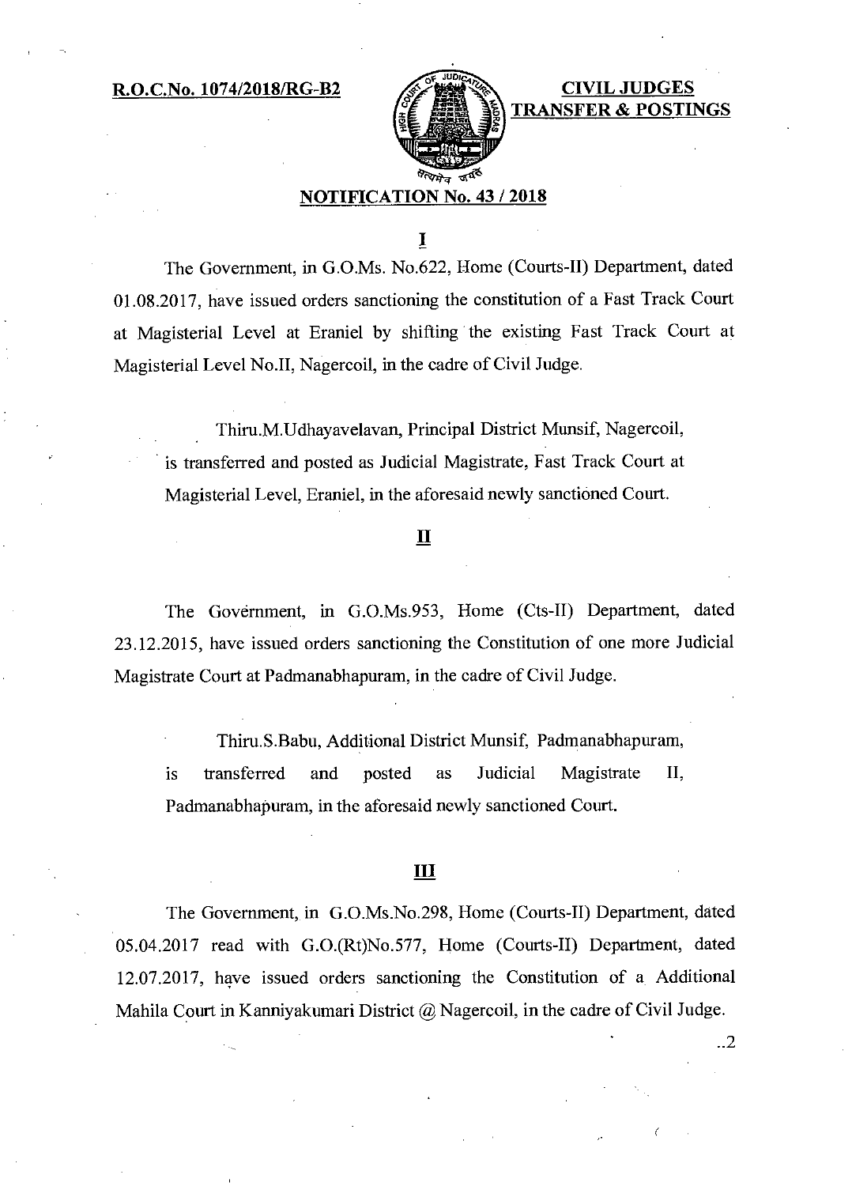**R.O.C.No. 1074/2018/RG-B2**

**CIVIL JUDGES TRANSFER & POSTINGS**

## NOTIFICATION No. 43 / 2018

### I

The Government, in G.O.Ms. No.622, Home (Courts-II) Department, dated 01.08.2017, have issued orders sanctioning the constitution of a Fast Track Court at Magisterial Level at Eraniel by shifting the existing Fast Track Court at Magisterial Level No.II, Nagercoil, in the cadre of Civil Judge.

> Thiru.M.Udhayavelavan, Principal District Munsif, Nagercoil, is transferred and posted as Judicial Magistrate, Fast Track Court at Magisterial Level, Eraniel, in the aforesaid newly sanctioned Court.

### II

The Government, in G.O.Ms.953, Home (Cts-II) Department, dated 23.12.2015, have issued orders sanctioning the Constitution of one more Judicial Magistrate Court at Padmanabhapuram, in the cadre of Civil Judge.

> Thiru.S.Babu, Additional District Munsif, Padmanabhapuram, is transferred and posted as Judicial Magistrate II, Padmanabhapuram, in the aforesaid newly sanctioned Court.

### III

The Government, in G.O.Ms.No.298, Home (Courts-II) Department, dated 05.04.2017 read with G.O.(Rt)No.577, Home (Courts-II) Department, dated 12.07.2017, have issued orders sanctioning the Constitution of a Additional Mahila Court in Kanniyakumari District @ Nagercoil, in the cadre of Civil Judge.

..2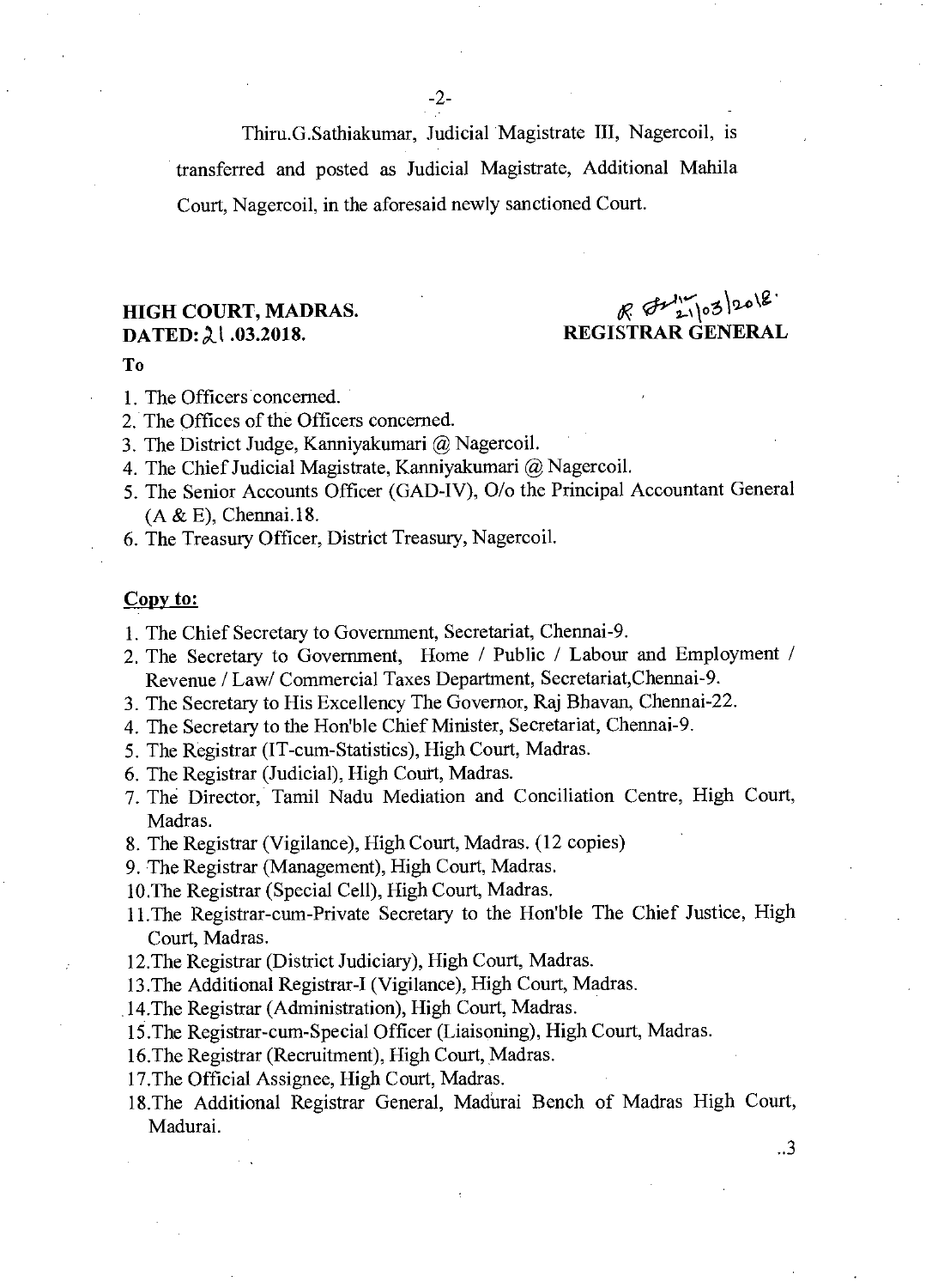Thiru.G.Sathiakumar, Judicial Magistrate III, Nagercoil, is transferred and posted as Judicial Magistrate, Additional Mahila Court, Nagercoil, in the aforesaid newly sanctioned Court.

**HIGH COURT, MADRAS.**
**DATED: 21 .03.2018.**

**REGISTRAR GENERAL**

**To**

1. The Officers concerned.
2. The Offices of the Officers concerned.
3. The District Judge, Kanniyakumari @ Nagercoil.
4. The Chief Judicial Magistrate, Kanniyakumari @ Nagercoil.
5. The Senior Accounts Officer (GAD-IV), O/o the Principal Accountant General (A & E), Chennai.18.
6. The Treasury Officer, District Treasury, Nagercoil.

**Copy to:**

1. The Chief Secretary to Government, Secretariat, Chennai-9.
2. The Secretary to Government, Home / Public / Labour and Employment / Revenue / Law/ Commercial Taxes Department, Secretariat,Chennai-9.
3. The Secretary to His Excellency The Governor, Raj Bhavan, Chennai-22.
4. The Secretary to the Hon'ble Chief Minister, Secretariat, Chennai-9.
5. The Registrar (IT-cum-Statistics), High Court, Madras.
6. The Registrar (Judicial), High Court, Madras.
7. The Director, Tamil Nadu Mediation and Conciliation Centre, High Court, Madras.
8. The Registrar (Vigilance), High Court, Madras. (12 copies)
9. The Registrar (Management), High Court, Madras.
10. The Registrar (Special Cell), High Court, Madras.
11. The Registrar-cum-Private Secretary to the Hon'ble The Chief Justice, High Court, Madras.
12. The Registrar (District Judiciary), High Court, Madras.
13. The Additional Registrar-I (Vigilance), High Court, Madras.
14. The Registrar (Administration), High Court, Madras.
15. The Registrar-cum-Special Officer (Liaisoning), High Court, Madras.
16. The Registrar (Recruitment), High Court, Madras.
17. The Official Assignee, High Court, Madras.
18. The Additional Registrar General, Madurai Bench of Madras High Court, Madurai.

..3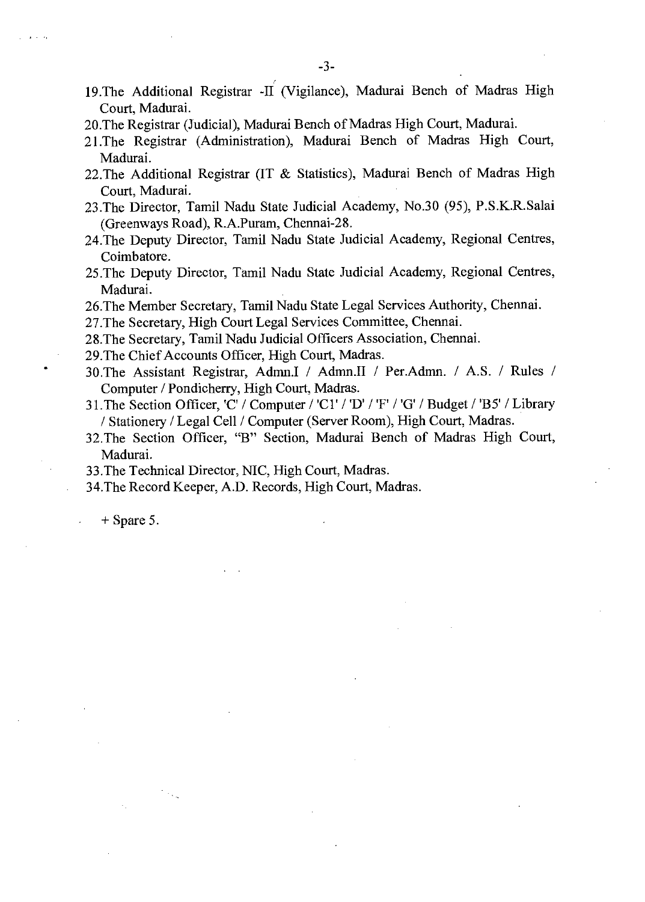19.The Additional Registrar -II (Vigilance), Madurai Bench of Madras High Court, Madurai.

20.The Registrar (Judicial), Madurai Bench of Madras High Court, Madurai.

21.The Registrar (Administration), Madurai Bench of Madras High Court, Madurai.

22.The Additional Registrar (IT & Statistics), Madurai Bench of Madras High Court, Madurai.

23.The Director, Tamil Nadu State Judicial Academy, No.30 (95), P.S.K.R.Salai (Greenways Road), R.A.Puram, Chennai-28.

24.The Deputy Director, Tamil Nadu State Judicial Academy, Regional Centres, Coimbatore.

25.The Deputy Director, Tamil Nadu State Judicial Academy, Regional Centres, Madurai.

26.The Member Secretary, Tamil Nadu State Legal Services Authority, Chennai.

27.The Secretary, High Court Legal Services Committee, Chennai.

28.The Secretary, Tamil Nadu Judicial Officers Association, Chennai.

29.The Chief Accounts Officer, High Court, Madras.

30.The Assistant Registrar, Admn.I / Admn.II / Per.Admn. / A.S. / Rules / Computer / Pondicherry, High Court, Madras.

31.The Section Officer, 'C' / Computer / 'C1' / 'D' / 'F' / 'G' / Budget / 'B5' / Library / Stationery / Legal Cell / Computer (Server Room), High Court, Madras.

32.The Section Officer, "B" Section, Madurai Bench of Madras High Court, Madurai.

33.The Technical Director, NIC, High Court, Madras.

34.The Record Keeper, A.D. Records, High Court, Madras.

+ Spare 5.